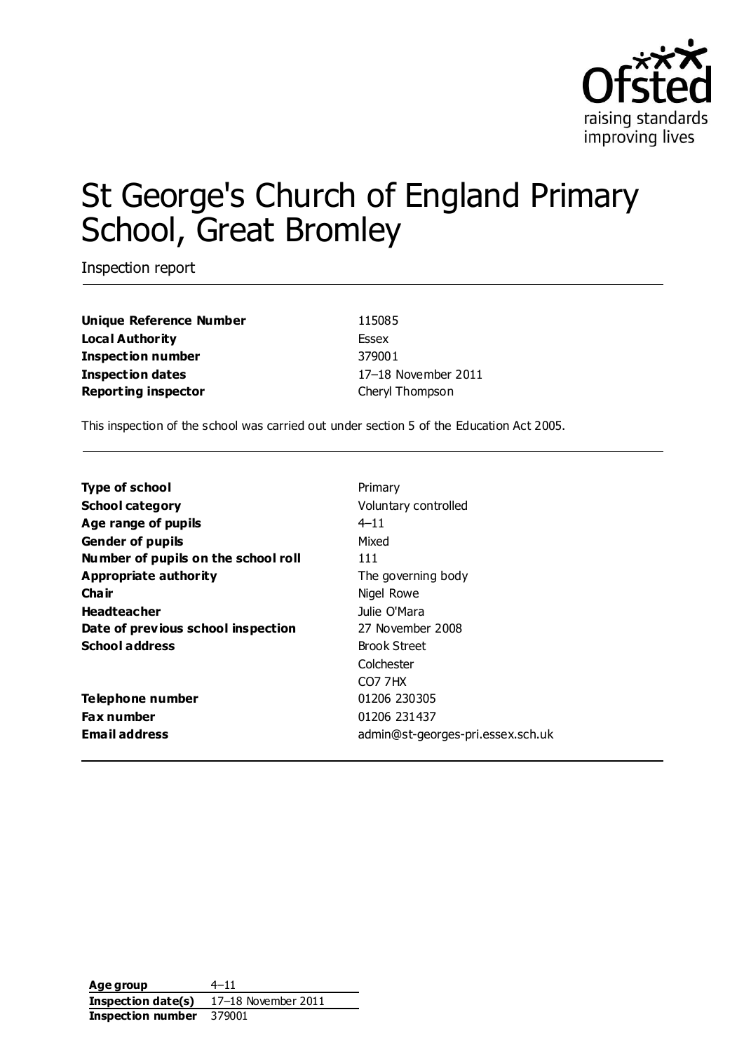# St George's Church of England Primary School, Great Bromley

Inspection report

| | |
|---|---|
| **Unique Reference Number** | 115085 |
| **Local Authority** | Essex |
| **Inspection number** | 379001 |
| **Inspection dates** | 17–18 November 2011 |
| **Reporting inspector** | Cheryl Thompson |

This inspection of the school was carried out under section 5 of the Education Act 2005.

| | |
|---|---|
| **Type of school** | Primary |
| **School category** | Voluntary controlled |
| **Age range of pupils** | 4–11 |
| **Gender of pupils** | Mixed |
| **Number of pupils on the school roll** | 111 |
| **Appropriate authority** | The governing body |
| **Chair** | Nigel Rowe |
| **Headteacher** | Julie O'Mara |
| **Date of previous school inspection** | 27 November 2008 |
| **School address** | Brook Street<br>Colchester<br>CO7 7HX |
| **Telephone number** | 01206 230305 |
| **Fax number** | 01206 231437 |
| **Email address** | admin@st-georges-pri.essex.sch.uk |

| | |
|---|---|
| **Age group** | 4–11 |
| **Inspection date(s)** | 17–18 November 2011 |
| **Inspection number** | 379001 |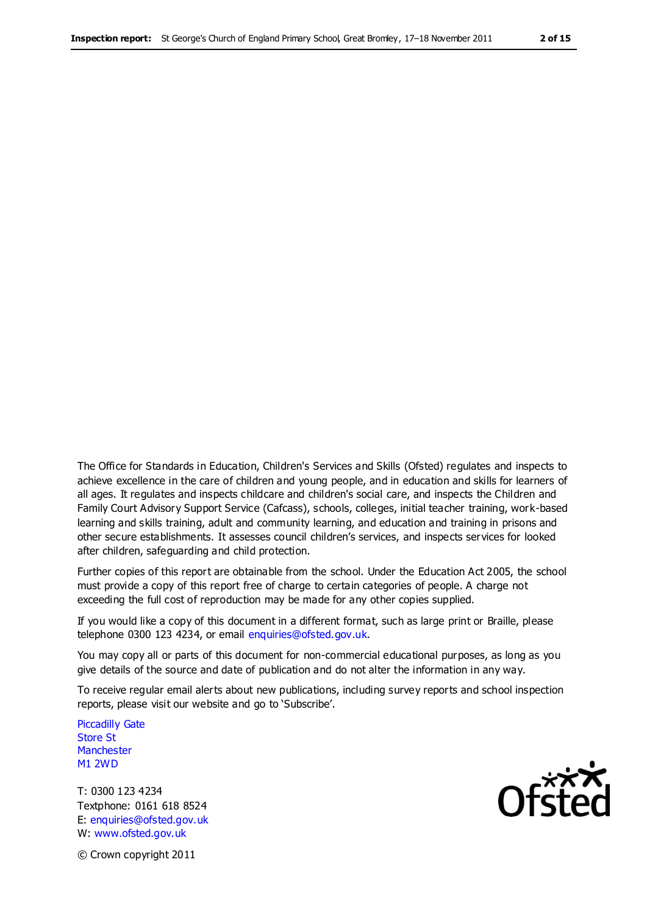The Office for Standards in Education, Children's Services and Skills (Ofsted) regulates and inspects to achieve excellence in the care of children and young people, and in education and skills for learners of all ages. It regulates and inspects childcare and children's social care, and inspects the Children and Family Court Advisory Support Service (Cafcass), schools, colleges, initial teacher training, work-based learning and skills training, adult and community learning, and education and training in prisons and other secure establishments. It assesses council children's services, and inspects services for looked after children, safeguarding and child protection.

Further copies of this report are obtainable from the school. Under the Education Act 2005, the school must provide a copy of this report free of charge to certain categories of people. A charge not exceeding the full cost of reproduction may be made for any other copies supplied.

If you would like a copy of this document in a different format, such as large print or Braille, please telephone 0300 123 4234, or email enquiries@ofsted.gov.uk.

You may copy all or parts of this document for non-commercial educational purposes, as long as you give details of the source and date of publication and do not alter the information in any way.

To receive regular email alerts about new publications, including survey reports and school inspection reports, please visit our website and go to 'Subscribe'.

Piccadilly Gate
Store St
Manchester
M1 2WD

T: 0300 123 4234
Textphone: 0161 618 8524
E: enquiries@ofsted.gov.uk
W: www.ofsted.gov.uk

© Crown copyright 2011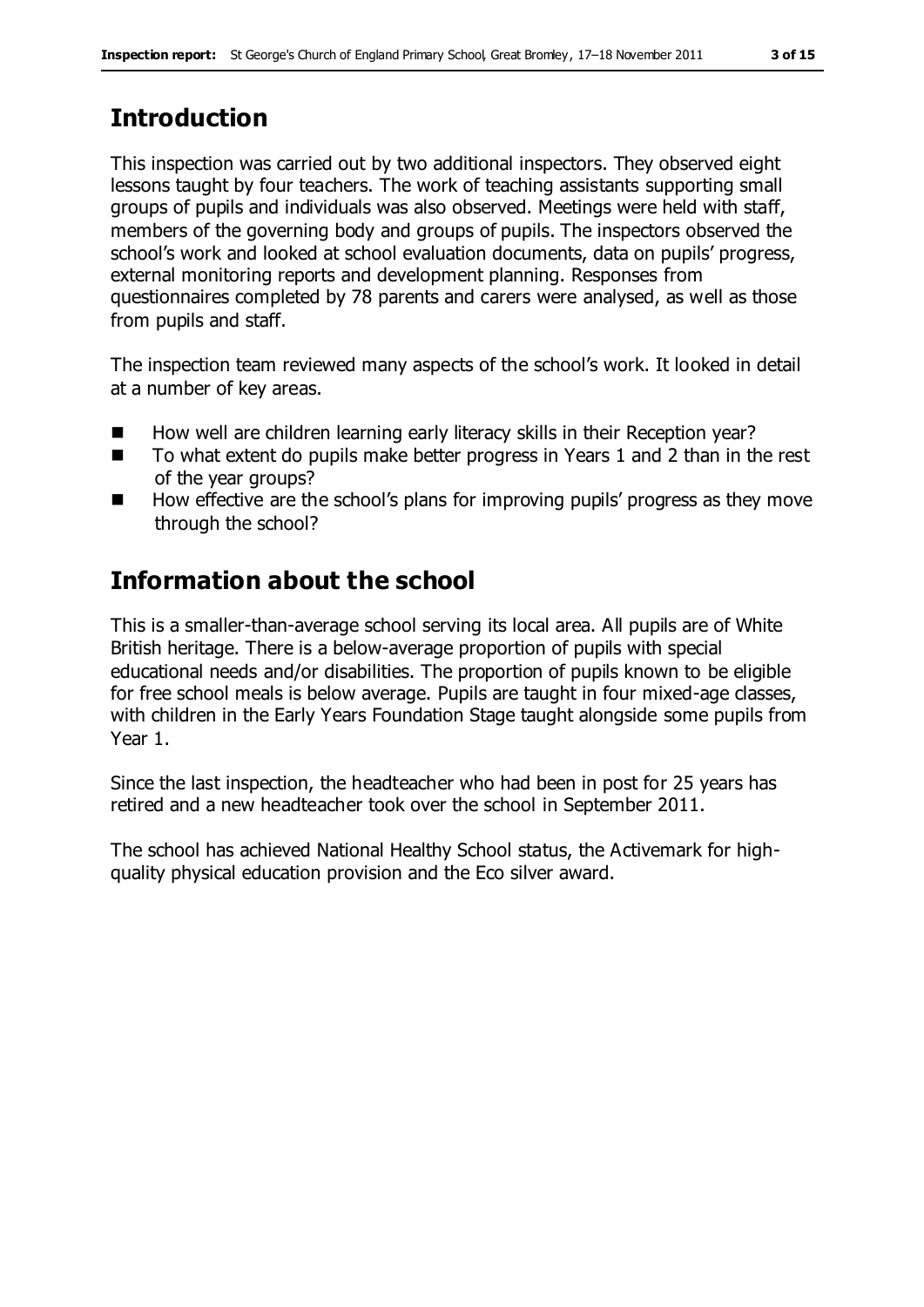## Introduction

This inspection was carried out by two additional inspectors. They observed eight lessons taught by four teachers. The work of teaching assistants supporting small groups of pupils and individuals was also observed. Meetings were held with staff, members of the governing body and groups of pupils. The inspectors observed the school's work and looked at school evaluation documents, data on pupils' progress, external monitoring reports and development planning. Responses from questionnaires completed by 78 parents and carers were analysed, as well as those from pupils and staff.

The inspection team reviewed many aspects of the school's work. It looked in detail at a number of key areas.

- How well are children learning early literacy skills in their Reception year?
- To what extent do pupils make better progress in Years 1 and 2 than in the rest of the year groups?
- How effective are the school's plans for improving pupils' progress as they move through the school?

## Information about the school

This is a smaller-than-average school serving its local area. All pupils are of White British heritage. There is a below-average proportion of pupils with special educational needs and/or disabilities. The proportion of pupils known to be eligible for free school meals is below average. Pupils are taught in four mixed-age classes, with children in the Early Years Foundation Stage taught alongside some pupils from Year 1.

Since the last inspection, the headteacher who had been in post for 25 years has retired and a new headteacher took over the school in September 2011.

The school has achieved National Healthy School status, the Activemark for high-quality physical education provision and the Eco silver award.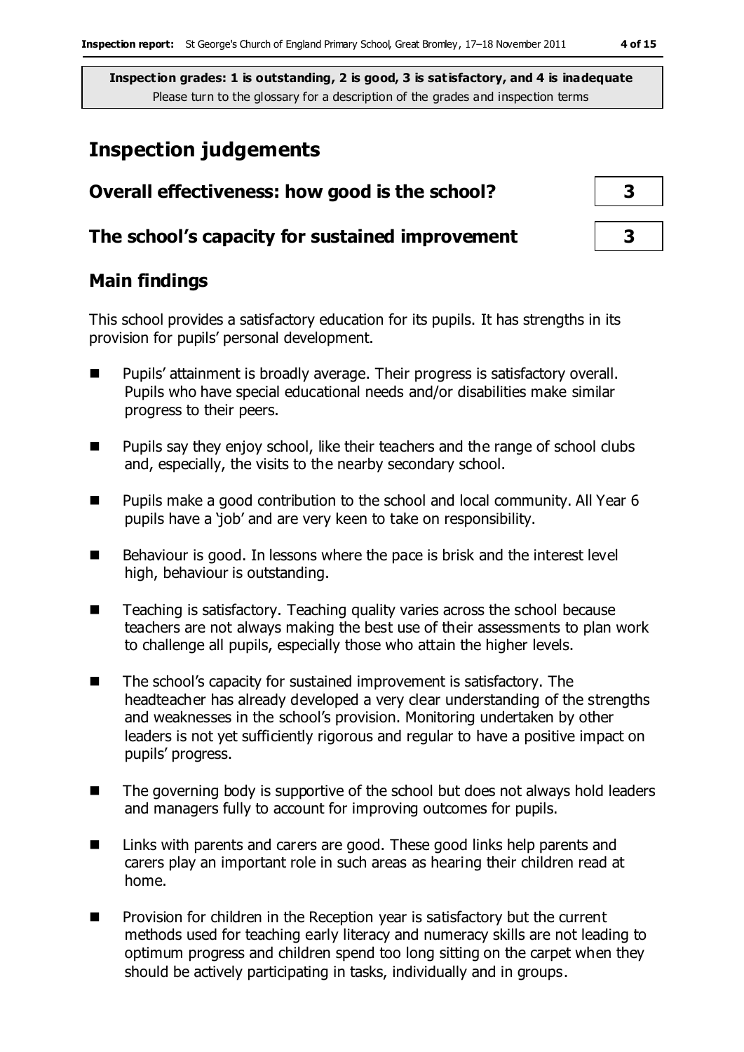**Inspection grades: 1 is outstanding, 2 is good, 3 is satisfactory, and 4 is inadequate**
Please turn to the glossary for a description of the grades and inspection terms

# Inspection judgements

| | |
|---|---|
| **Overall effectiveness: how good is the school?** | **3** |
| **The school's capacity for sustained improvement** | **3** |

## Main findings

This school provides a satisfactory education for its pupils. It has strengths in its provision for pupils' personal development.

- Pupils' attainment is broadly average. Their progress is satisfactory overall. Pupils who have special educational needs and/or disabilities make similar progress to their peers.
- Pupils say they enjoy school, like their teachers and the range of school clubs and, especially, the visits to the nearby secondary school.
- Pupils make a good contribution to the school and local community. All Year 6 pupils have a 'job' and are very keen to take on responsibility.
- Behaviour is good. In lessons where the pace is brisk and the interest level high, behaviour is outstanding.
- Teaching is satisfactory. Teaching quality varies across the school because teachers are not always making the best use of their assessments to plan work to challenge all pupils, especially those who attain the higher levels.
- The school's capacity for sustained improvement is satisfactory. The headteacher has already developed a very clear understanding of the strengths and weaknesses in the school's provision. Monitoring undertaken by other leaders is not yet sufficiently rigorous and regular to have a positive impact on pupils' progress.
- The governing body is supportive of the school but does not always hold leaders and managers fully to account for improving outcomes for pupils.
- Links with parents and carers are good. These good links help parents and carers play an important role in such areas as hearing their children read at home.
- Provision for children in the Reception year is satisfactory but the current methods used for teaching early literacy and numeracy skills are not leading to optimum progress and children spend too long sitting on the carpet when they should be actively participating in tasks, individually and in groups.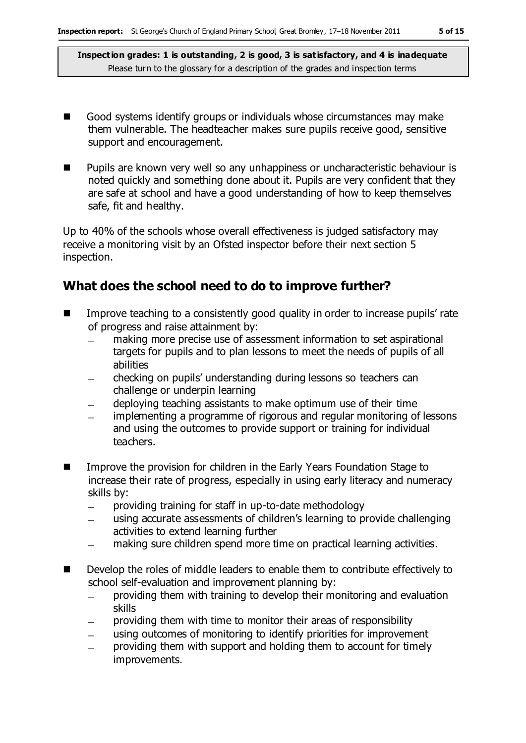- Good systems identify groups or individuals whose circumstances may make them vulnerable. The headteacher makes sure pupils receive good, sensitive support and encouragement.
- Pupils are known very well so any unhappiness or uncharacteristic behaviour is noted quickly and something done about it. Pupils are very confident that they are safe at school and have a good understanding of how to keep themselves safe, fit and healthy.

Up to 40% of the schools whose overall effectiveness is judged satisfactory may receive a monitoring visit by an Ofsted inspector before their next section 5 inspection.

## What does the school need to do to improve further?

- Improve teaching to a consistently good quality in order to increase pupils' rate of progress and raise attainment by:
  - making more precise use of assessment information to set aspirational targets for pupils and to plan lessons to meet the needs of pupils of all abilities
  - checking on pupils' understanding during lessons so teachers can challenge or underpin learning
  - deploying teaching assistants to make optimum use of their time
  - implementing a programme of rigorous and regular monitoring of lessons and using the outcomes to provide support or training for individual teachers.
- Improve the provision for children in the Early Years Foundation Stage to increase their rate of progress, especially in using early literacy and numeracy skills by:
  - providing training for staff in up-to-date methodology
  - using accurate assessments of children's learning to provide challenging activities to extend learning further
  - making sure children spend more time on practical learning activities.
- Develop the roles of middle leaders to enable them to contribute effectively to school self-evaluation and improvement planning by:
  - providing them with training to develop their monitoring and evaluation skills
  - providing them with time to monitor their areas of responsibility
  - using outcomes of monitoring to identify priorities for improvement
  - providing them with support and holding them to account for timely improvements.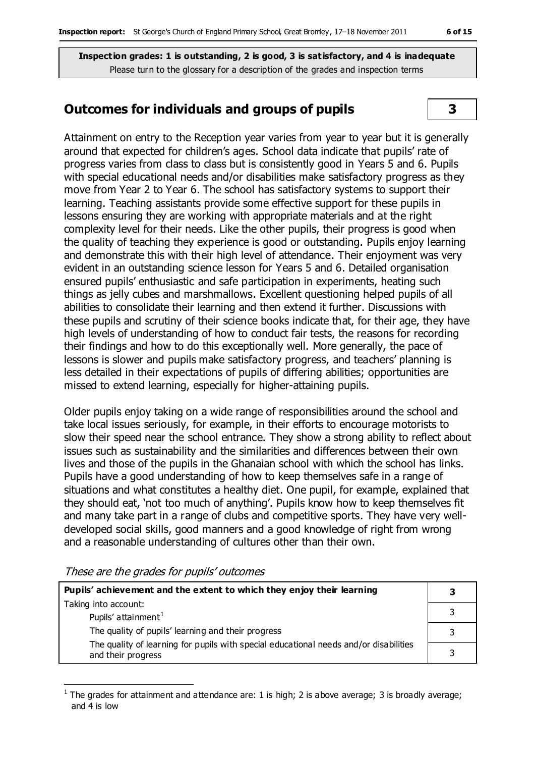**Inspection grades: 1 is outstanding, 2 is good, 3 is satisfactory, and 4 is inadequate**
Please turn to the glossary for a description of the grades and inspection terms

## Outcomes for individuals and groups of pupils — 3

Attainment on entry to the Reception year varies from year to year but it is generally around that expected for children's ages. School data indicate that pupils' rate of progress varies from class to class but is consistently good in Years 5 and 6. Pupils with special educational needs and/or disabilities make satisfactory progress as they move from Year 2 to Year 6. The school has satisfactory systems to support their learning. Teaching assistants provide some effective support for these pupils in lessons ensuring they are working with appropriate materials and at the right complexity level for their needs. Like the other pupils, their progress is good when the quality of teaching they experience is good or outstanding. Pupils enjoy learning and demonstrate this with their high level of attendance. Their enjoyment was very evident in an outstanding science lesson for Years 5 and 6. Detailed organisation ensured pupils' enthusiastic and safe participation in experiments, heating such things as jelly cubes and marshmallows. Excellent questioning helped pupils of all abilities to consolidate their learning and then extend it further. Discussions with these pupils and scrutiny of their science books indicate that, for their age, they have high levels of understanding of how to conduct fair tests, the reasons for recording their findings and how to do this exceptionally well. More generally, the pace of lessons is slower and pupils make satisfactory progress, and teachers' planning is less detailed in their expectations of pupils of differing abilities; opportunities are missed to extend learning, especially for higher-attaining pupils.

Older pupils enjoy taking on a wide range of responsibilities around the school and take local issues seriously, for example, in their efforts to encourage motorists to slow their speed near the school entrance. They show a strong ability to reflect about issues such as sustainability and the similarities and differences between their own lives and those of the pupils in the Ghanaian school with which the school has links. Pupils have a good understanding of how to keep themselves safe in a range of situations and what constitutes a healthy diet. One pupil, for example, explained that they should eat, 'not too much of anything'. Pupils know how to keep themselves fit and many take part in a range of clubs and competitive sports. They have very well-developed social skills, good manners and a good knowledge of right from wrong and a reasonable understanding of cultures other than their own.

*These are the grades for pupils' outcomes*

| **Pupils' achievement and the extent to which they enjoy their learning** | **3** |
|---|---|
| Taking into account:<br>Pupils' attainment[1] | 3 |
| The quality of pupils' learning and their progress | 3 |
| The quality of learning for pupils with special educational needs and/or disabilities and their progress | 3 |

[1] The grades for attainment and attendance are: 1 is high; 2 is above average; 3 is broadly average; and 4 is low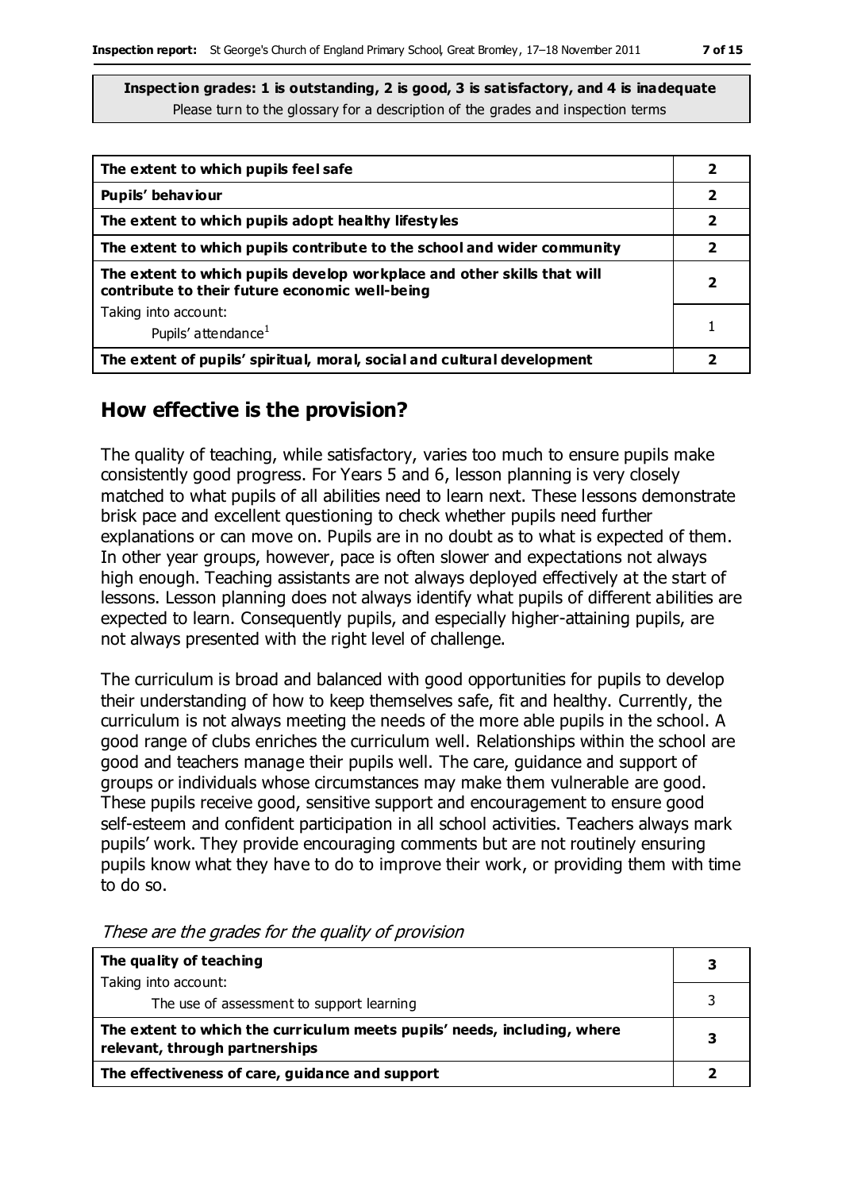**Inspection grades: 1 is outstanding, 2 is good, 3 is satisfactory, and 4 is inadequate**
Please turn to the glossary for a description of the grades and inspection terms

| | |
|---|---|
| **The extent to which pupils feel safe** | **2** |
| **Pupils' behaviour** | **2** |
| **The extent to which pupils adopt healthy lifestyles** | **2** |
| **The extent to which pupils contribute to the school and wider community** | **2** |
| **The extent to which pupils develop workplace and other skills that will contribute to their future economic well-being** | **2** |
| Taking into account: Pupils' attendance[1] | 1 |
| **The extent of pupils' spiritual, moral, social and cultural development** | **2** |

## How effective is the provision?

The quality of teaching, while satisfactory, varies too much to ensure pupils make consistently good progress. For Years 5 and 6, lesson planning is very closely matched to what pupils of all abilities need to learn next. These lessons demonstrate brisk pace and excellent questioning to check whether pupils need further explanations or can move on. Pupils are in no doubt as to what is expected of them. In other year groups, however, pace is often slower and expectations not always high enough. Teaching assistants are not always deployed effectively at the start of lessons. Lesson planning does not always identify what pupils of different abilities are expected to learn. Consequently pupils, and especially higher-attaining pupils, are not always presented with the right level of challenge.

The curriculum is broad and balanced with good opportunities for pupils to develop their understanding of how to keep themselves safe, fit and healthy. Currently, the curriculum is not always meeting the needs of the more able pupils in the school. A good range of clubs enriches the curriculum well. Relationships within the school are good and teachers manage their pupils well. The care, guidance and support of groups or individuals whose circumstances may make them vulnerable are good. These pupils receive good, sensitive support and encouragement to ensure good self-esteem and confident participation in all school activities. Teachers always mark pupils' work. They provide encouraging comments but are not routinely ensuring pupils know what they have to do to improve their work, or providing them with time to do so.

*These are the grades for the quality of provision*

| | |
|---|---|
| **The quality of teaching** | **3** |
| Taking into account: The use of assessment to support learning | 3 |
| **The extent to which the curriculum meets pupils' needs, including, where relevant, through partnerships** | **3** |
| **The effectiveness of care, guidance and support** | **2** |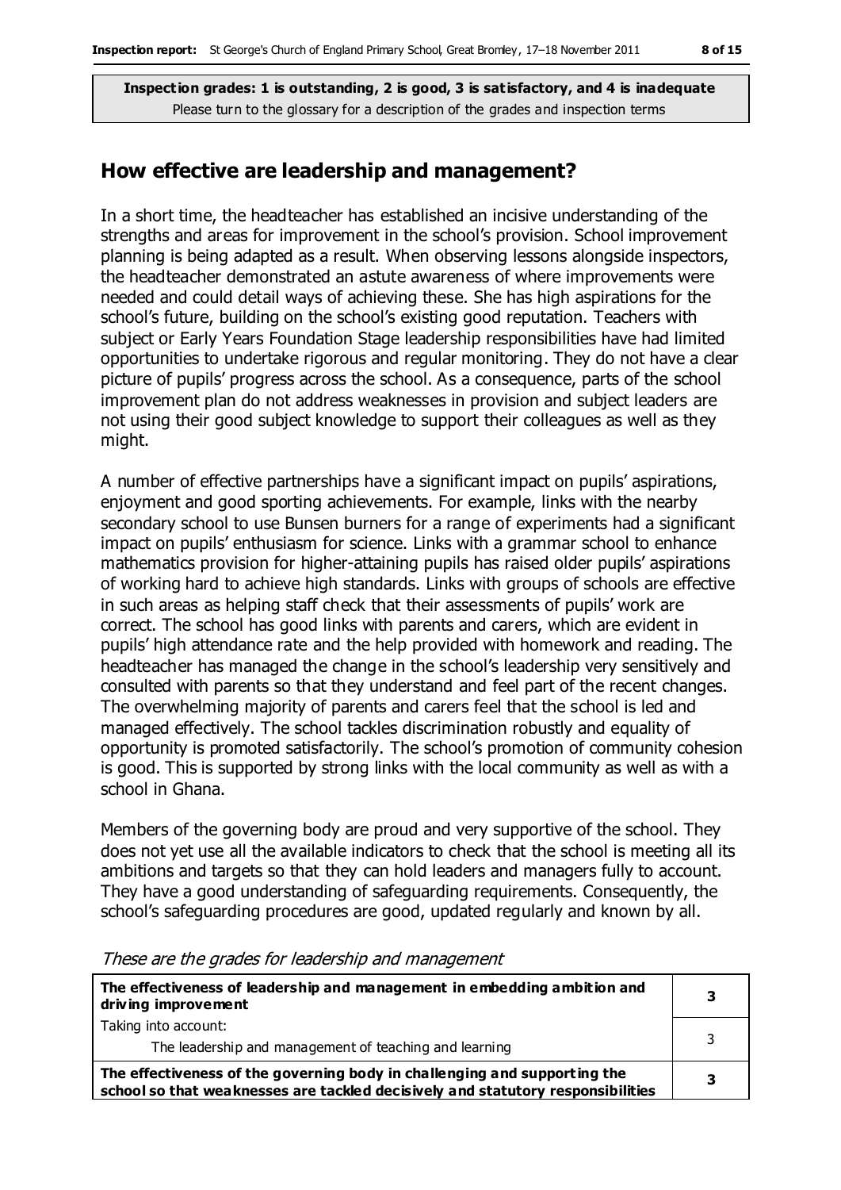**Inspection grades: 1 is outstanding, 2 is good, 3 is satisfactory, and 4 is inadequate**
Please turn to the glossary for a description of the grades and inspection terms

## How effective are leadership and management?

In a short time, the headteacher has established an incisive understanding of the strengths and areas for improvement in the school's provision. School improvement planning is being adapted as a result. When observing lessons alongside inspectors, the headteacher demonstrated an astute awareness of where improvements were needed and could detail ways of achieving these. She has high aspirations for the school's future, building on the school's existing good reputation. Teachers with subject or Early Years Foundation Stage leadership responsibilities have had limited opportunities to undertake rigorous and regular monitoring. They do not have a clear picture of pupils' progress across the school. As a consequence, parts of the school improvement plan do not address weaknesses in provision and subject leaders are not using their good subject knowledge to support their colleagues as well as they might.

A number of effective partnerships have a significant impact on pupils' aspirations, enjoyment and good sporting achievements. For example, links with the nearby secondary school to use Bunsen burners for a range of experiments had a significant impact on pupils' enthusiasm for science. Links with a grammar school to enhance mathematics provision for higher-attaining pupils has raised older pupils' aspirations of working hard to achieve high standards. Links with groups of schools are effective in such areas as helping staff check that their assessments of pupils' work are correct. The school has good links with parents and carers, which are evident in pupils' high attendance rate and the help provided with homework and reading. The headteacher has managed the change in the school's leadership very sensitively and consulted with parents so that they understand and feel part of the recent changes. The overwhelming majority of parents and carers feel that the school is led and managed effectively. The school tackles discrimination robustly and equality of opportunity is promoted satisfactorily. The school's promotion of community cohesion is good. This is supported by strong links with the local community as well as with a school in Ghana.

Members of the governing body are proud and very supportive of the school. They does not yet use all the available indicators to check that the school is meeting all its ambitions and targets so that they can hold leaders and managers fully to account. They have a good understanding of safeguarding requirements. Consequently, the school's safeguarding procedures are good, updated regularly and known by all.

*These are the grades for leadership and management*

| | |
|---|---|
| **The effectiveness of leadership and management in embedding ambition and driving improvement** | **3** |
| Taking into account:<br>The leadership and management of teaching and learning | 3 |
| **The effectiveness of the governing body in challenging and supporting the school so that weaknesses are tackled decisively and statutory responsibilities** | **3** |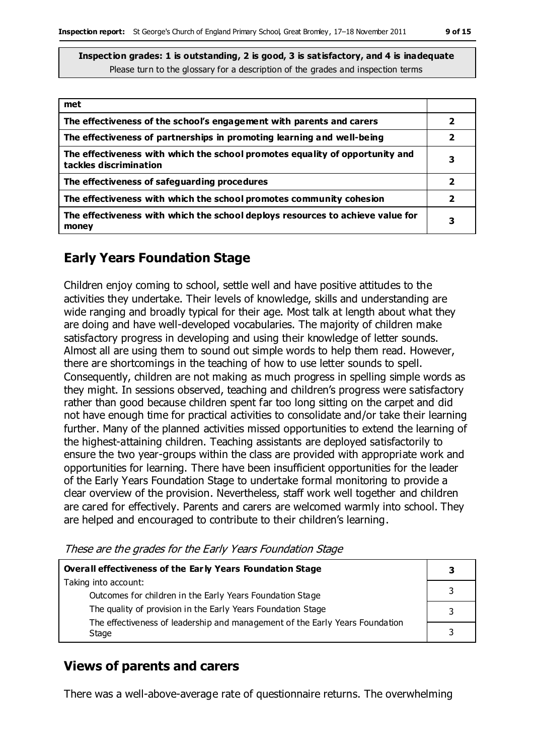**Inspection grades: 1 is outstanding, 2 is good, 3 is satisfactory, and 4 is inadequate**
Please turn to the glossary for a description of the grades and inspection terms

| met | |
|---|---|
| **The effectiveness of the school's engagement with parents and carers** | **2** |
| **The effectiveness of partnerships in promoting learning and well-being** | **2** |
| **The effectiveness with which the school promotes equality of opportunity and tackles discrimination** | **3** |
| **The effectiveness of safeguarding procedures** | **2** |
| **The effectiveness with which the school promotes community cohesion** | **2** |
| **The effectiveness with which the school deploys resources to achieve value for money** | **3** |

## Early Years Foundation Stage

Children enjoy coming to school, settle well and have positive attitudes to the activities they undertake. Their levels of knowledge, skills and understanding are wide ranging and broadly typical for their age. Most talk at length about what they are doing and have well-developed vocabularies. The majority of children make satisfactory progress in developing and using their knowledge of letter sounds. Almost all are using them to sound out simple words to help them read. However, there are shortcomings in the teaching of how to use letter sounds to spell. Consequently, children are not making as much progress in spelling simple words as they might. In sessions observed, teaching and children's progress were satisfactory rather than good because children spent far too long sitting on the carpet and did not have enough time for practical activities to consolidate and/or take their learning further. Many of the planned activities missed opportunities to extend the learning of the highest-attaining children. Teaching assistants are deployed satisfactorily to ensure the two year-groups within the class are provided with appropriate work and opportunities for learning. There have been insufficient opportunities for the leader of the Early Years Foundation Stage to undertake formal monitoring to provide a clear overview of the provision. Nevertheless, staff work well together and children are cared for effectively. Parents and carers are welcomed warmly into school. They are helped and encouraged to contribute to their children's learning.

*These are the grades for the Early Years Foundation Stage*

| **Overall effectiveness of the Early Years Foundation Stage** | **3** |
|---|---|
| Taking into account: Outcomes for children in the Early Years Foundation Stage | 3 |
| The quality of provision in the Early Years Foundation Stage | 3 |
| The effectiveness of leadership and management of the Early Years Foundation Stage | 3 |

## Views of parents and carers

There was a well-above-average rate of questionnaire returns. The overwhelming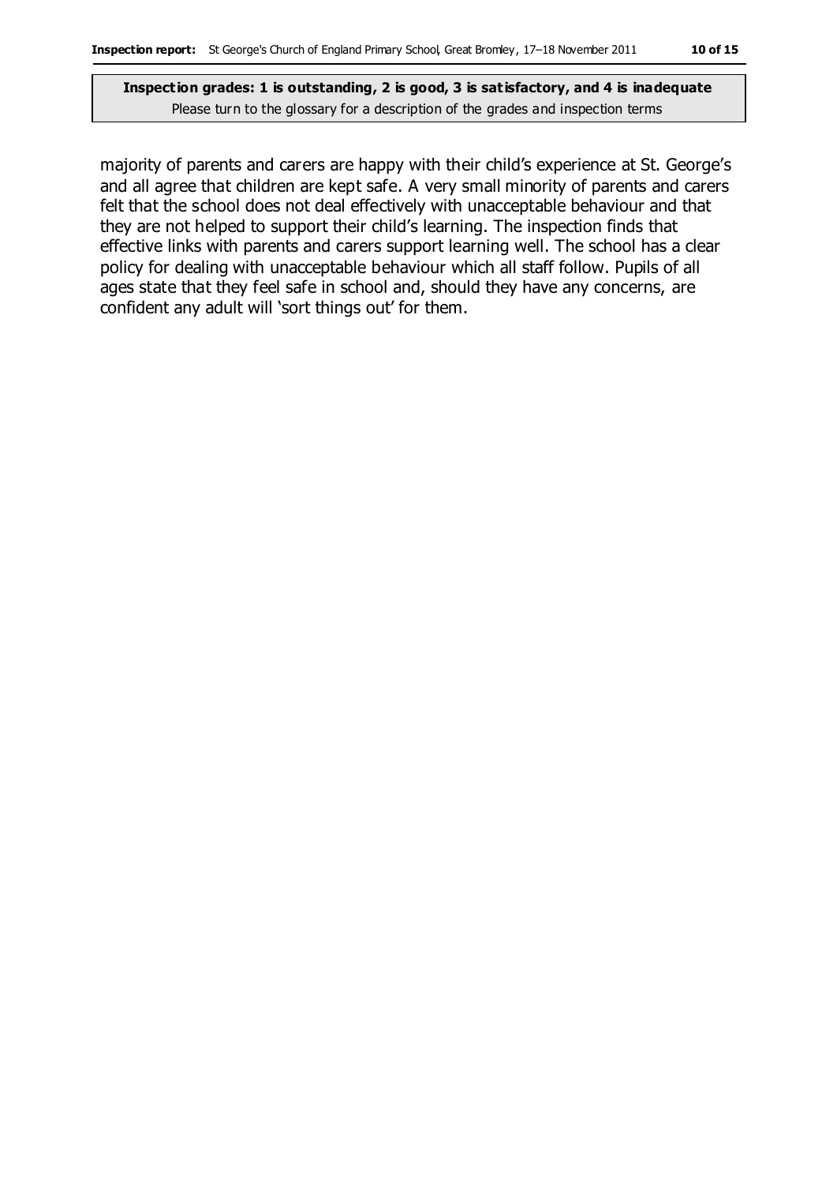majority of parents and carers are happy with their child's experience at St. George's and all agree that children are kept safe. A very small minority of parents and carers felt that the school does not deal effectively with unacceptable behaviour and that they are not helped to support their child's learning. The inspection finds that effective links with parents and carers support learning well. The school has a clear policy for dealing with unacceptable behaviour which all staff follow. Pupils of all ages state that they feel safe in school and, should they have any concerns, are confident any adult will 'sort things out' for them.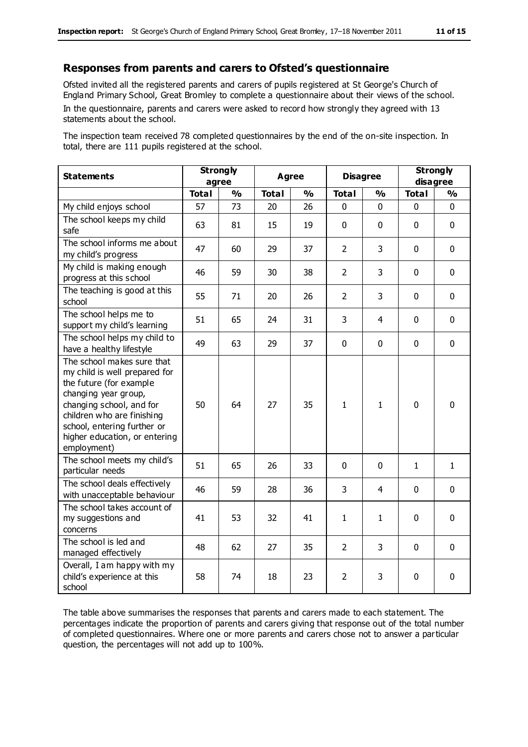## Responses from parents and carers to Ofsted's questionnaire

Ofsted invited all the registered parents and carers of pupils registered at St George's Church of England Primary School, Great Bromley to complete a questionnaire about their views of the school.

In the questionnaire, parents and carers were asked to record how strongly they agreed with 13 statements about the school.

The inspection team received 78 completed questionnaires by the end of the on-site inspection. In total, there are 111 pupils registered at the school.

| Statements | Strongly agree | | Agree | | Disagree | | Strongly disagree | |
|---|---|---|---|---|---|---|---|---|
| | Total | % | Total | % | Total | % | Total | % |
| My child enjoys school | 57 | 73 | 20 | 26 | 0 | 0 | 0 | 0 |
| The school keeps my child safe | 63 | 81 | 15 | 19 | 0 | 0 | 0 | 0 |
| The school informs me about my child's progress | 47 | 60 | 29 | 37 | 2 | 3 | 0 | 0 |
| My child is making enough progress at this school | 46 | 59 | 30 | 38 | 2 | 3 | 0 | 0 |
| The teaching is good at this school | 55 | 71 | 20 | 26 | 2 | 3 | 0 | 0 |
| The school helps me to support my child's learning | 51 | 65 | 24 | 31 | 3 | 4 | 0 | 0 |
| The school helps my child to have a healthy lifestyle | 49 | 63 | 29 | 37 | 0 | 0 | 0 | 0 |
| The school makes sure that my child is well prepared for the future (for example changing year group, changing school, and for children who are finishing school, entering further or higher education, or entering employment) | 50 | 64 | 27 | 35 | 1 | 1 | 0 | 0 |
| The school meets my child's particular needs | 51 | 65 | 26 | 33 | 0 | 0 | 1 | 1 |
| The school deals effectively with unacceptable behaviour | 46 | 59 | 28 | 36 | 3 | 4 | 0 | 0 |
| The school takes account of my suggestions and concerns | 41 | 53 | 32 | 41 | 1 | 1 | 0 | 0 |
| The school is led and managed effectively | 48 | 62 | 27 | 35 | 2 | 3 | 0 | 0 |
| Overall, I am happy with my child's experience at this school | 58 | 74 | 18 | 23 | 2 | 3 | 0 | 0 |

The table above summarises the responses that parents and carers made to each statement. The percentages indicate the proportion of parents and carers giving that response out of the total number of completed questionnaires. Where one or more parents and carers chose not to answer a particular question, the percentages will not add up to 100%.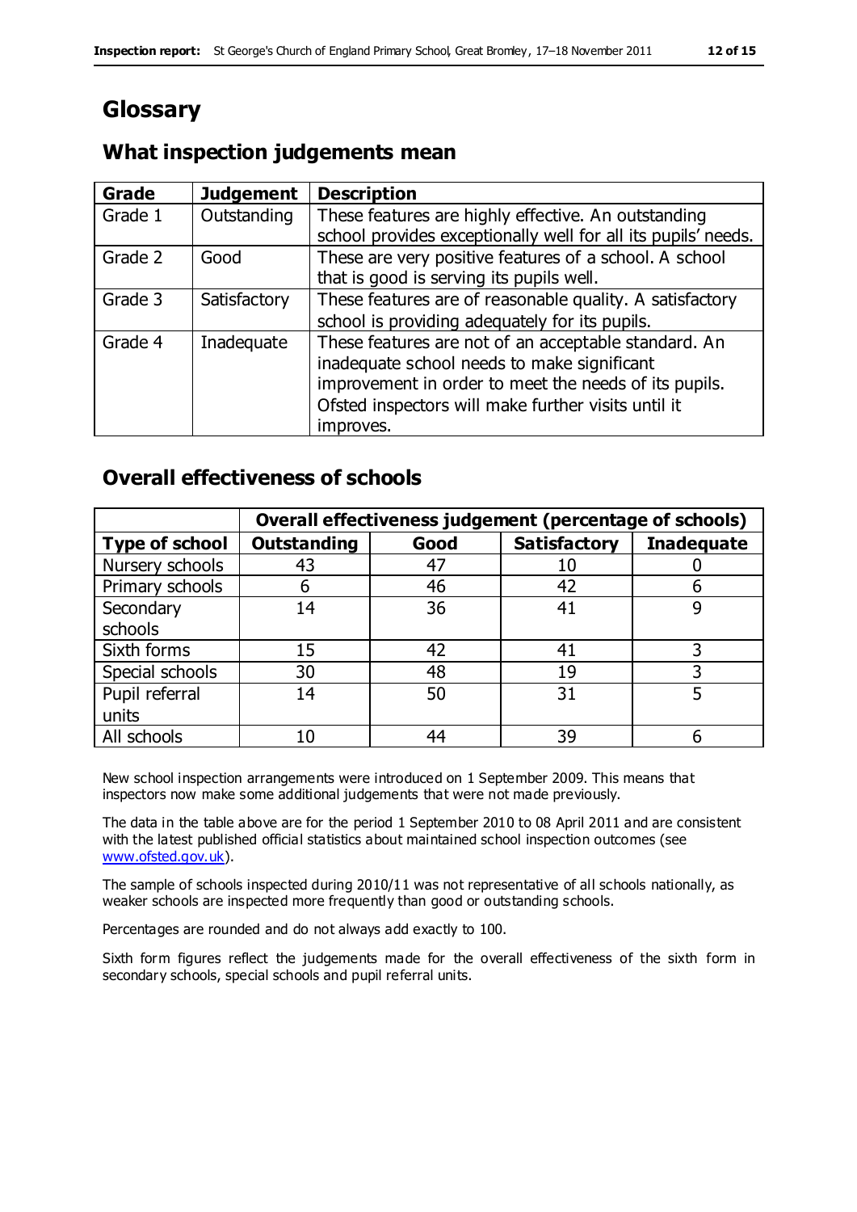# Glossary

## What inspection judgements mean

| Grade | Judgement | Description |
| --- | --- | --- |
| Grade 1 | Outstanding | These features are highly effective. An outstanding school provides exceptionally well for all its pupils' needs. |
| Grade 2 | Good | These are very positive features of a school. A school that is good is serving its pupils well. |
| Grade 3 | Satisfactory | These features are of reasonable quality. A satisfactory school is providing adequately for its pupils. |
| Grade 4 | Inadequate | These features are not of an acceptable standard. An inadequate school needs to make significant improvement in order to meet the needs of its pupils. Ofsted inspectors will make further visits until it improves. |

## Overall effectiveness of schools

| | Overall effectiveness judgement (percentage of schools) | | | |
| --- | --- | --- | --- | --- |
| **Type of school** | **Outstanding** | **Good** | **Satisfactory** | **Inadequate** |
| Nursery schools | 43 | 47 | 10 | 0 |
| Primary schools | 6 | 46 | 42 | 6 |
| Secondary schools | 14 | 36 | 41 | 9 |
| Sixth forms | 15 | 42 | 41 | 3 |
| Special schools | 30 | 48 | 19 | 3 |
| Pupil referral units | 14 | 50 | 31 | 5 |
| All schools | 10 | 44 | 39 | 6 |

New school inspection arrangements were introduced on 1 September 2009. This means that inspectors now make some additional judgements that were not made previously.

The data in the table above are for the period 1 September 2010 to 08 April 2011 and are consistent with the latest published official statistics about maintained school inspection outcomes (see www.ofsted.gov.uk).

The sample of schools inspected during 2010/11 was not representative of all schools nationally, as weaker schools are inspected more frequently than good or outstanding schools.

Percentages are rounded and do not always add exactly to 100.

Sixth form figures reflect the judgements made for the overall effectiveness of the sixth form in secondary schools, special schools and pupil referral units.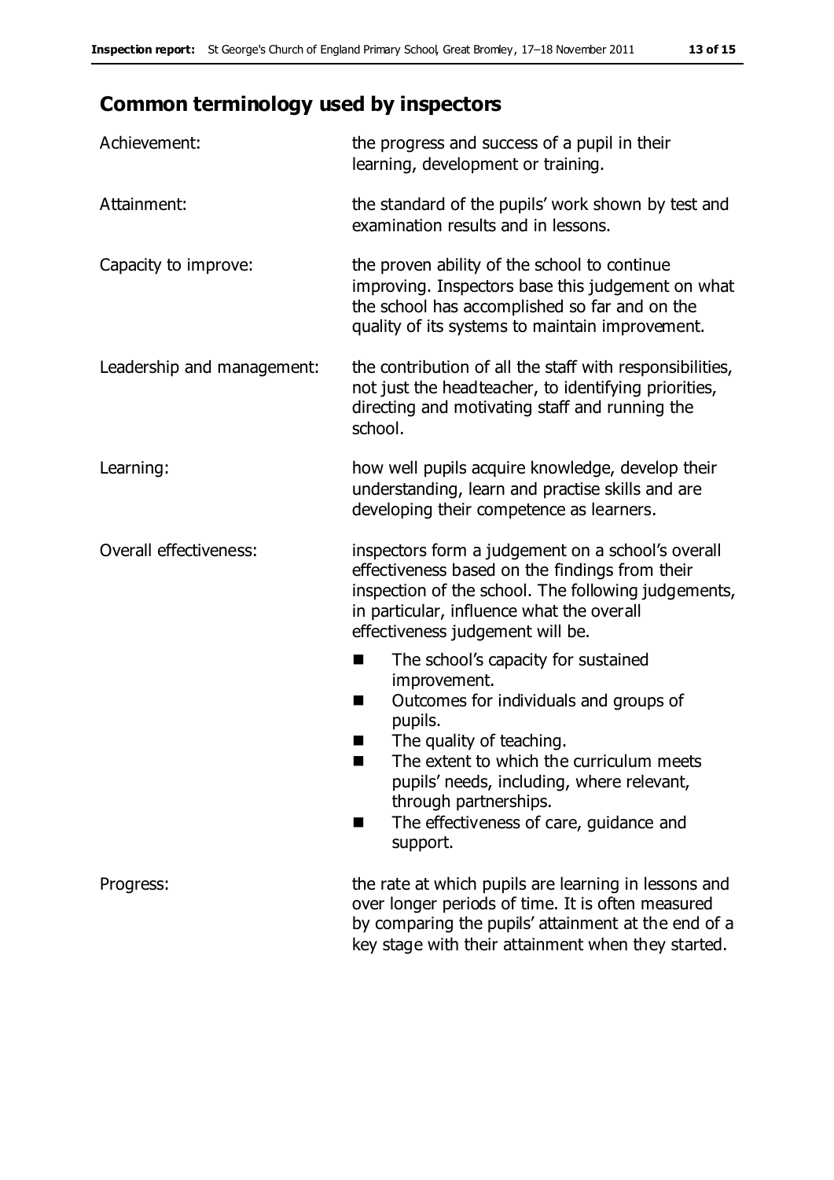## Common terminology used by inspectors

| | |
|---|---|
| Achievement: | the progress and success of a pupil in their learning, development or training. |
| Attainment: | the standard of the pupils' work shown by test and examination results and in lessons. |
| Capacity to improve: | the proven ability of the school to continue improving. Inspectors base this judgement on what the school has accomplished so far and on the quality of its systems to maintain improvement. |
| Leadership and management: | the contribution of all the staff with responsibilities, not just the headteacher, to identifying priorities, directing and motivating staff and running the school. |
| Learning: | how well pupils acquire knowledge, develop their understanding, learn and practise skills and are developing their competence as learners. |
| Overall effectiveness: | inspectors form a judgement on a school's overall effectiveness based on the findings from their inspection of the school. The following judgements, in particular, influence what the overall effectiveness judgement will be. <br>■ The school's capacity for sustained improvement.<br>■ Outcomes for individuals and groups of pupils.<br>■ The quality of teaching.<br>■ The extent to which the curriculum meets pupils' needs, including, where relevant, through partnerships.<br>■ The effectiveness of care, guidance and support. |
| Progress: | the rate at which pupils are learning in lessons and over longer periods of time. It is often measured by comparing the pupils' attainment at the end of a key stage with their attainment when they started. |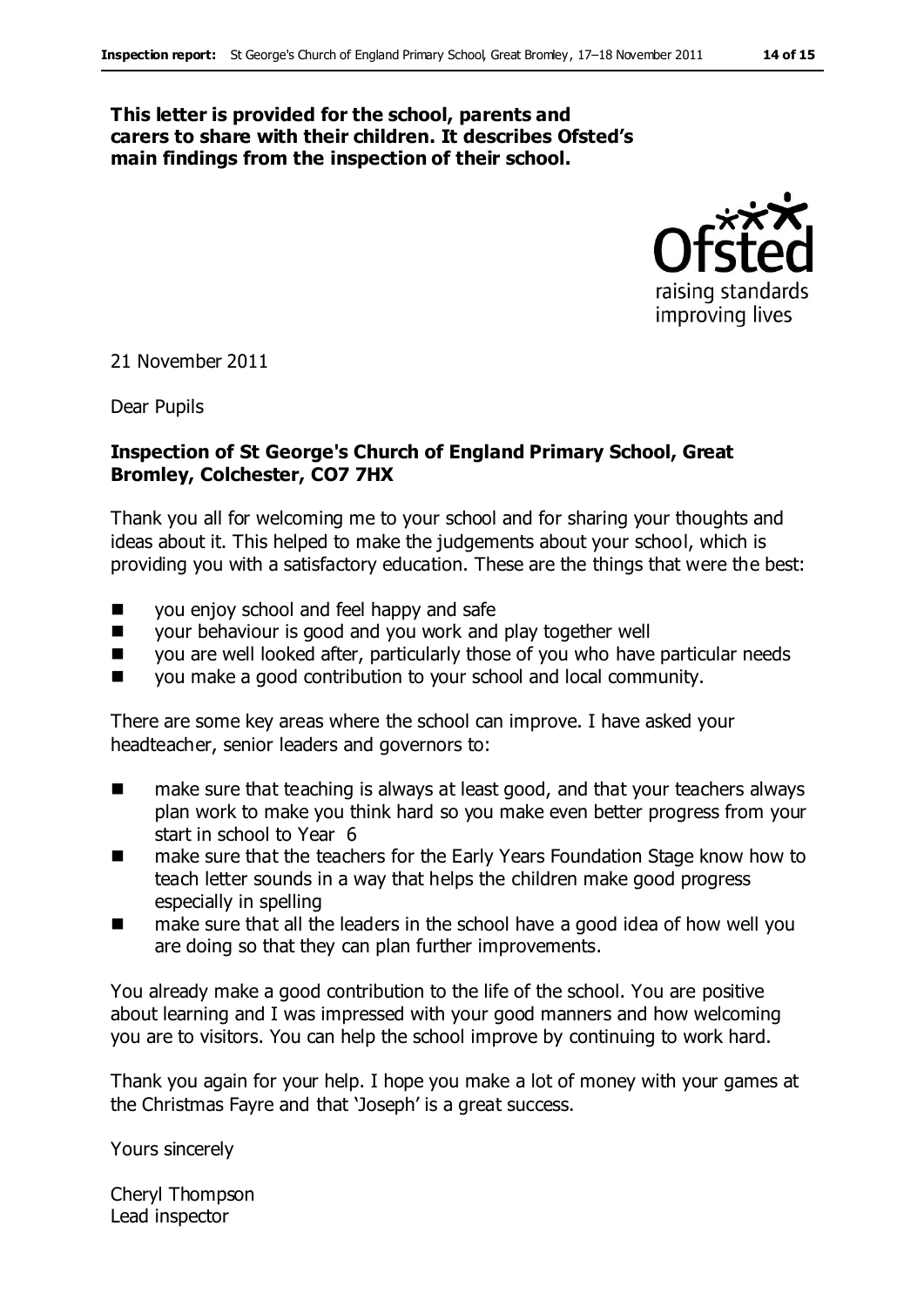**This letter is provided for the school, parents and carers to share with their children. It describes Ofsted's main findings from the inspection of their school.**

21 November 2011

Dear Pupils

**Inspection of St George's Church of England Primary School, Great Bromley, Colchester, CO7 7HX**

Thank you all for welcoming me to your school and for sharing your thoughts and ideas about it. This helped to make the judgements about your school, which is providing you with a satisfactory education. These are the things that were the best:

- you enjoy school and feel happy and safe
- your behaviour is good and you work and play together well
- you are well looked after, particularly those of you who have particular needs
- you make a good contribution to your school and local community.

There are some key areas where the school can improve. I have asked your headteacher, senior leaders and governors to:

- make sure that teaching is always at least good, and that your teachers always plan work to make you think hard so you make even better progress from your start in school to Year 6
- make sure that the teachers for the Early Years Foundation Stage know how to teach letter sounds in a way that helps the children make good progress especially in spelling
- make sure that all the leaders in the school have a good idea of how well you are doing so that they can plan further improvements.

You already make a good contribution to the life of the school. You are positive about learning and I was impressed with your good manners and how welcoming you are to visitors. You can help the school improve by continuing to work hard.

Thank you again for your help. I hope you make a lot of money with your games at the Christmas Fayre and that 'Joseph' is a great success.

Yours sincerely

Cheryl Thompson
Lead inspector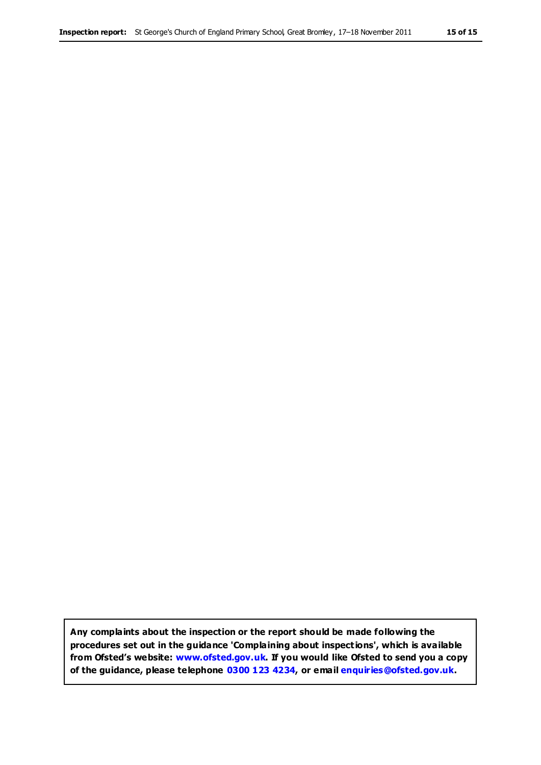**Any complaints about the inspection or the report should be made following the procedures set out in the guidance 'Complaining about inspections', which is available from Ofsted's website: www.ofsted.gov.uk. If you would like Ofsted to send you a copy of the guidance, please telephone 0300 123 4234, or email enquiries@ofsted.gov.uk.**